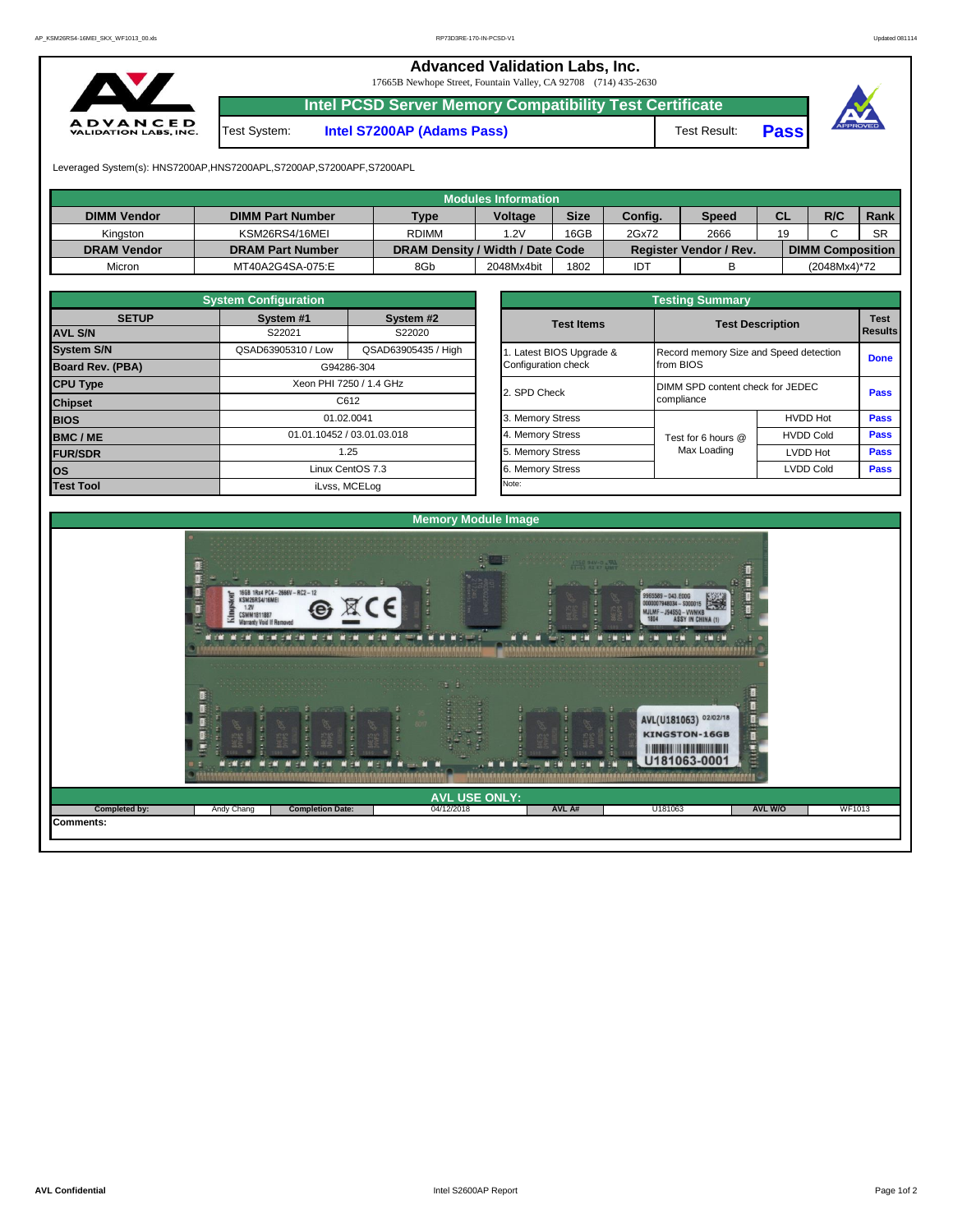# Advanced Validation Labs, Inc.

17665B Newhope Street, Fountain Valley, CA 92708 (714) 435-2630

## Intel PCSD Server Memory Compatibility Test Certificate

Test System: **Intel S7200AP (Adams Pass)** Test Result: **Pass**

Leveraged System(s): HNS7200AP,HNS7200APL,S7200AP,S7200APF,S7200APL

| Modules Information | | | | | | | | | |
|---|---|---|---|---|---|---|---|---|---|
| **DIMM Vendor** | **DIMM Part Number** | **Type** | **Voltage** | **Size** | **Config.** | **Speed** | **CL** | **R/C** | **Rank** |
| Kingston | KSM26RS4/16MEI | RDIMM | 1.2V | 16GB | 2Gx72 | 2666 | 19 | C | SR |
| **DRAM Vendor** | **DRAM Part Number** | **DRAM Density / Width / Date Code** | | | **Register Vendor / Rev.** | | **DIMM Composition** | | |
| Micron | MT40A2G4SA-075:E | 8Gb | 2048Mx4bit | 1802 | IDT | B | (2048Mx4)*72 | | |

| System Configuration | | |
|---|---|---|
| **SETUP** | **System #1** | **System #2** |
| **AVL S/N** | S22021 | S22020 |
| **System S/N** | QSAD63905310 / Low | QSAD63905435 / High |
| **Board Rev. (PBA)** | G94286-304 | |
| **CPU Type** | Xeon PHI 7250 / 1.4 GHz | |
| **Chipset** | C612 | |
| **BIOS** | 01.02.0041 | |
| **BMC / ME** | 01.01.10452 / 03.01.03.018 | |
| **FUR/SDR** | 1.25 | |
| **OS** | Linux CentOS 7.3 | |
| **Test Tool** | iLvss, MCELog | |

| Testing Summary | | | |
|---|---|---|---|
| **Test Items** | **Test Description** | | **Test Results** |
| 1. Latest BIOS Upgrade & Configuration check | Record memory Size and Speed detection from BIOS | | **Done** |
| 2. SPD Check | DIMM SPD content check for JEDEC compliance | | **Pass** |
| 3. Memory Stress | Test for 6 hours @ Max Loading | HVDD Hot | **Pass** |
| 4. Memory Stress | | HVDD Cold | **Pass** |
| 5. Memory Stress | | LVDD Hot | **Pass** |
| 6. Memory Stress | | LVDD Cold | **Pass** |
| Note: | | | |

## Memory Module Image

| AVL USE ONLY: | | | | | | | |
|---|---|---|---|---|---|---|---|
| **Completed by:** | Andy Chang | **Completion Date:** | 04/12/2018 | **AVL A#** | U181063 | **AVL W/O** | WF1013 |

**Comments:**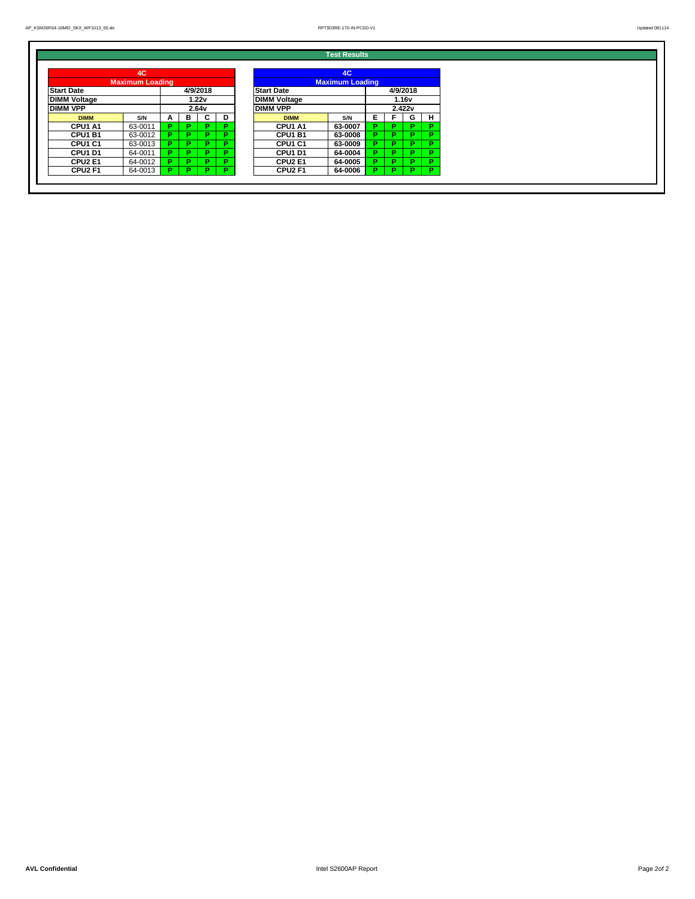## Test Results

| 4C Maximum Loading | | | | | |
|---|---|---|---|---|---|
| Start Date | | 4/9/2018 | | | |
| DIMM Voltage | | 1.22v | | | |
| DIMM VPP | | 2.64v | | | |
| DIMM | S/N | A | B | C | D |
| CPU1 A1 | 63-0011 | P | P | P | P |
| CPU1 B1 | 63-0012 | P | P | P | P |
| CPU1 C1 | 63-0013 | P | P | P | P |
| CPU1 D1 | 64-0011 | P | P | P | P |
| CPU2 E1 | 64-0012 | P | P | P | P |
| CPU2 F1 | 64-0013 | P | P | P | P |

| 4C Maximum Loading | | | | | |
|---|---|---|---|---|---|
| Start Date | | 4/9/2018 | | | |
| DIMM Voltage | | 1.16v | | | |
| DIMM VPP | | 2.422v | | | |
| DIMM | S/N | E | F | G | H |
| CPU1 A1 | 63-0007 | P | P | P | P |
| CPU1 B1 | 63-0008 | P | P | P | P |
| CPU1 C1 | 63-0009 | P | P | P | P |
| CPU1 D1 | 64-0004 | P | P | P | P |
| CPU2 E1 | 64-0005 | P | P | P | P |
| CPU2 F1 | 64-0006 | P | P | P | P |